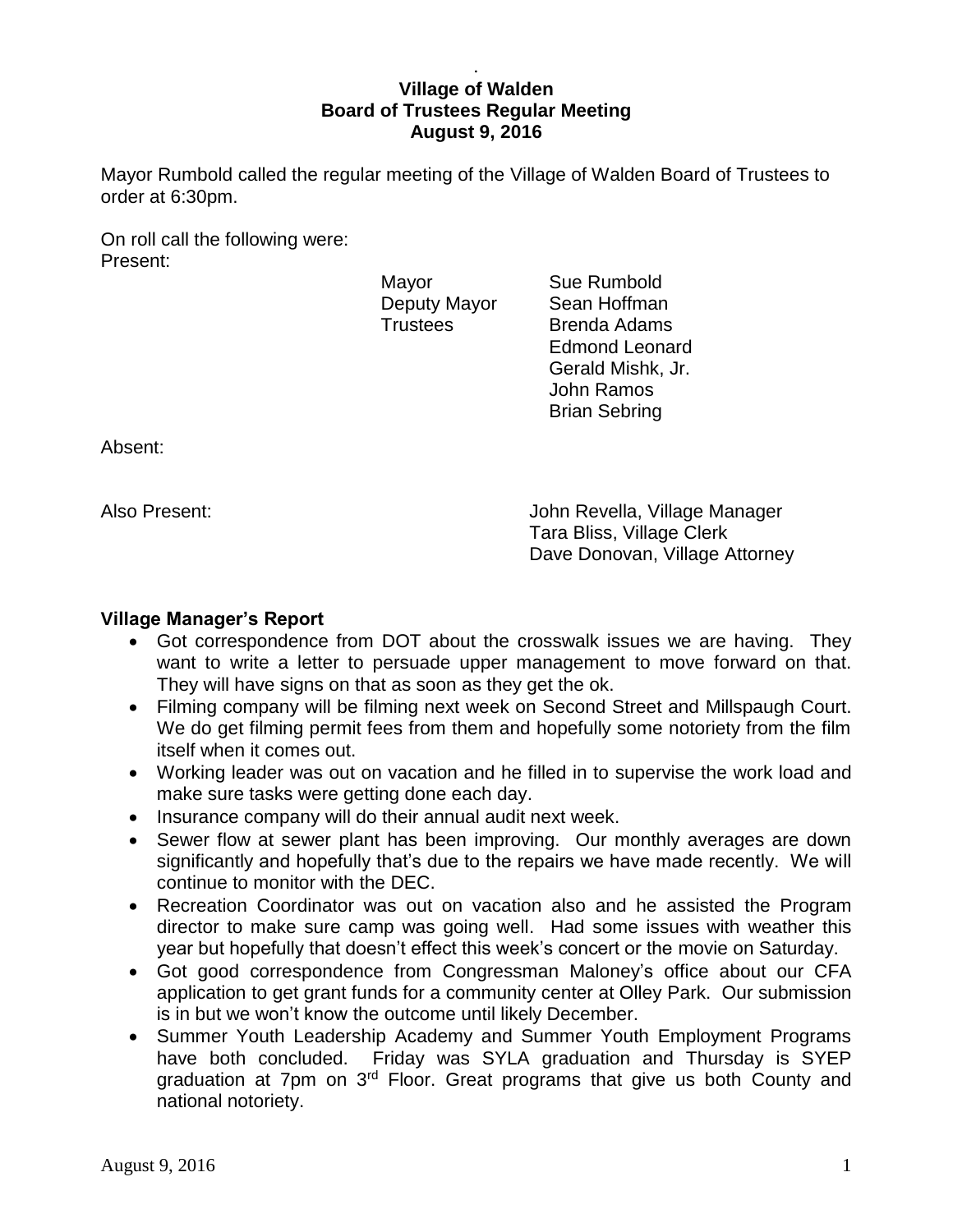**Village of Walden**
**Board of Trustees Regular Meeting**
**August 9, 2016**

Mayor Rumbold called the regular meeting of the Village of Walden Board of Trustees to order at 6:30pm.

On roll call the following were:

Present:

| | |
|---|---|
| Mayor | Sue Rumbold |
| Deputy Mayor | Sean Hoffman |
| Trustees | Brenda Adams |
| | Edmond Leonard |
| | Gerald Mishk, Jr. |
| | John Ramos |
| | Brian Sebring |

Absent:

Also Present:

John Revella, Village Manager
Tara Bliss, Village Clerk
Dave Donovan, Village Attorney

### Village Manager's Report

- Got correspondence from DOT about the crosswalk issues we are having. They want to write a letter to persuade upper management to move forward on that. They will have signs on that as soon as they get the ok.
- Filming company will be filming next week on Second Street and Millspaugh Court. We do get filming permit fees from them and hopefully some notoriety from the film itself when it comes out.
- Working leader was out on vacation and he filled in to supervise the work load and make sure tasks were getting done each day.
- Insurance company will do their annual audit next week.
- Sewer flow at sewer plant has been improving. Our monthly averages are down significantly and hopefully that's due to the repairs we have made recently. We will continue to monitor with the DEC.
- Recreation Coordinator was out on vacation also and he assisted the Program director to make sure camp was going well. Had some issues with weather this year but hopefully that doesn't effect this week's concert or the movie on Saturday.
- Got good correspondence from Congressman Maloney's office about our CFA application to get grant funds for a community center at Olley Park. Our submission is in but we won't know the outcome until likely December.
- Summer Youth Leadership Academy and Summer Youth Employment Programs have both concluded. Friday was SYLA graduation and Thursday is SYEP graduation at 7pm on 3rd Floor. Great programs that give us both County and national notoriety.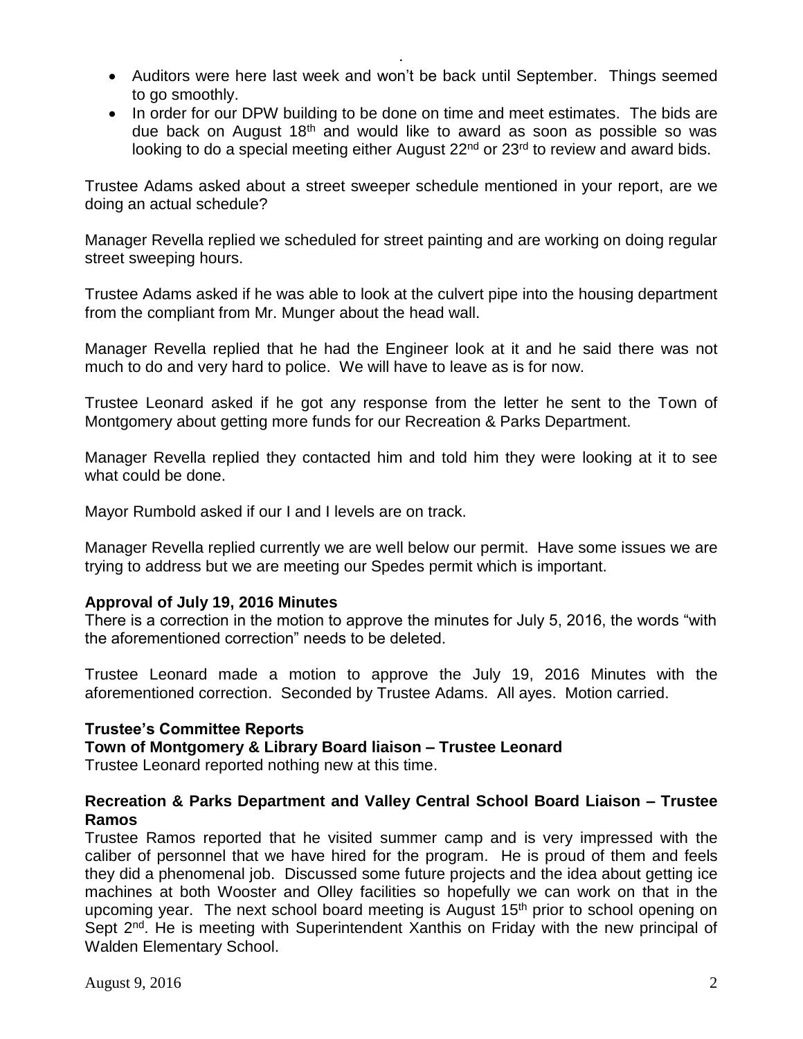- Auditors were here last week and won't be back until September. Things seemed to go smoothly.
- In order for our DPW building to be done on time and meet estimates. The bids are due back on August 18th and would like to award as soon as possible so was looking to do a special meeting either August 22nd or 23rd to review and award bids.

Trustee Adams asked about a street sweeper schedule mentioned in your report, are we doing an actual schedule?

Manager Revella replied we scheduled for street painting and are working on doing regular street sweeping hours.

Trustee Adams asked if he was able to look at the culvert pipe into the housing department from the compliant from Mr. Munger about the head wall.

Manager Revella replied that he had the Engineer look at it and he said there was not much to do and very hard to police. We will have to leave as is for now.

Trustee Leonard asked if he got any response from the letter he sent to the Town of Montgomery about getting more funds for our Recreation & Parks Department.

Manager Revella replied they contacted him and told him they were looking at it to see what could be done.

Mayor Rumbold asked if our I and I levels are on track.

Manager Revella replied currently we are well below our permit. Have some issues we are trying to address but we are meeting our Spedes permit which is important.

**Approval of July 19, 2016 Minutes**

There is a correction in the motion to approve the minutes for July 5, 2016, the words "with the aforementioned correction" needs to be deleted.

Trustee Leonard made a motion to approve the July 19, 2016 Minutes with the aforementioned correction. Seconded by Trustee Adams. All ayes. Motion carried.

**Trustee's Committee Reports**

**Town of Montgomery & Library Board liaison – Trustee Leonard**

Trustee Leonard reported nothing new at this time.

**Recreation & Parks Department and Valley Central School Board Liaison – Trustee Ramos**

Trustee Ramos reported that he visited summer camp and is very impressed with the caliber of personnel that we have hired for the program. He is proud of them and feels they did a phenomenal job. Discussed some future projects and the idea about getting ice machines at both Wooster and Olley facilities so hopefully we can work on that in the upcoming year. The next school board meeting is August 15th prior to school opening on Sept 2nd. He is meeting with Superintendent Xanthis on Friday with the new principal of Walden Elementary School.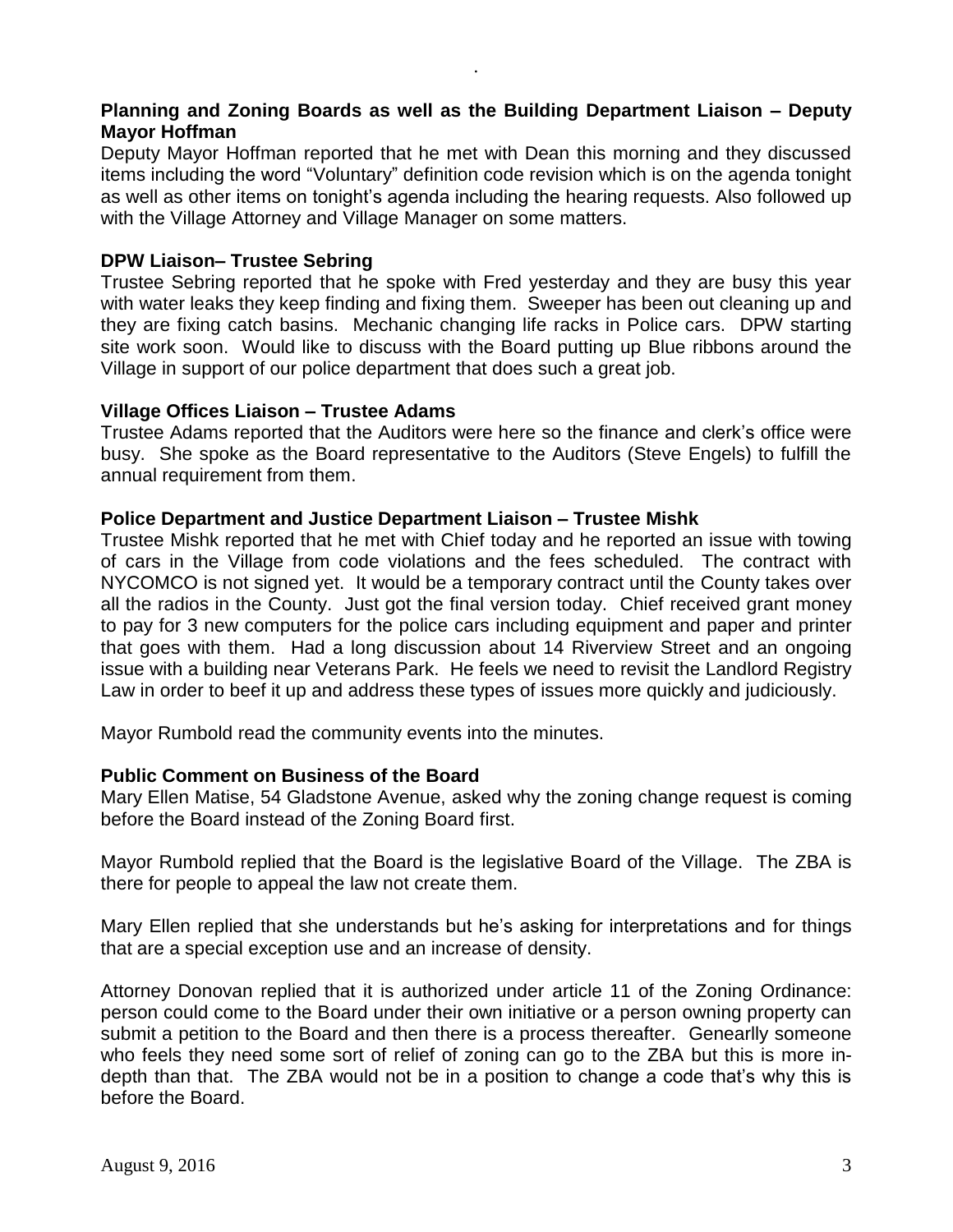**Planning and Zoning Boards as well as the Building Department Liaison – Deputy Mayor Hoffman**

Deputy Mayor Hoffman reported that he met with Dean this morning and they discussed items including the word "Voluntary" definition code revision which is on the agenda tonight as well as other items on tonight's agenda including the hearing requests. Also followed up with the Village Attorney and Village Manager on some matters.

**DPW Liaison– Trustee Sebring**

Trustee Sebring reported that he spoke with Fred yesterday and they are busy this year with water leaks they keep finding and fixing them. Sweeper has been out cleaning up and they are fixing catch basins. Mechanic changing life racks in Police cars. DPW starting site work soon. Would like to discuss with the Board putting up Blue ribbons around the Village in support of our police department that does such a great job.

**Village Offices Liaison – Trustee Adams**

Trustee Adams reported that the Auditors were here so the finance and clerk's office were busy. She spoke as the Board representative to the Auditors (Steve Engels) to fulfill the annual requirement from them.

**Police Department and Justice Department Liaison – Trustee Mishk**

Trustee Mishk reported that he met with Chief today and he reported an issue with towing of cars in the Village from code violations and the fees scheduled. The contract with NYCOMCO is not signed yet. It would be a temporary contract until the County takes over all the radios in the County. Just got the final version today. Chief received grant money to pay for 3 new computers for the police cars including equipment and paper and printer that goes with them. Had a long discussion about 14 Riverview Street and an ongoing issue with a building near Veterans Park. He feels we need to revisit the Landlord Registry Law in order to beef it up and address these types of issues more quickly and judiciously.

Mayor Rumbold read the community events into the minutes.

**Public Comment on Business of the Board**

Mary Ellen Matise, 54 Gladstone Avenue, asked why the zoning change request is coming before the Board instead of the Zoning Board first.

Mayor Rumbold replied that the Board is the legislative Board of the Village. The ZBA is there for people to appeal the law not create them.

Mary Ellen replied that she understands but he's asking for interpretations and for things that are a special exception use and an increase of density.

Attorney Donovan replied that it is authorized under article 11 of the Zoning Ordinance: person could come to the Board under their own initiative or a person owning property can submit a petition to the Board and then there is a process thereafter. Genearlly someone who feels they need some sort of relief of zoning can go to the ZBA but this is more in-depth than that. The ZBA would not be in a position to change a code that's why this is before the Board.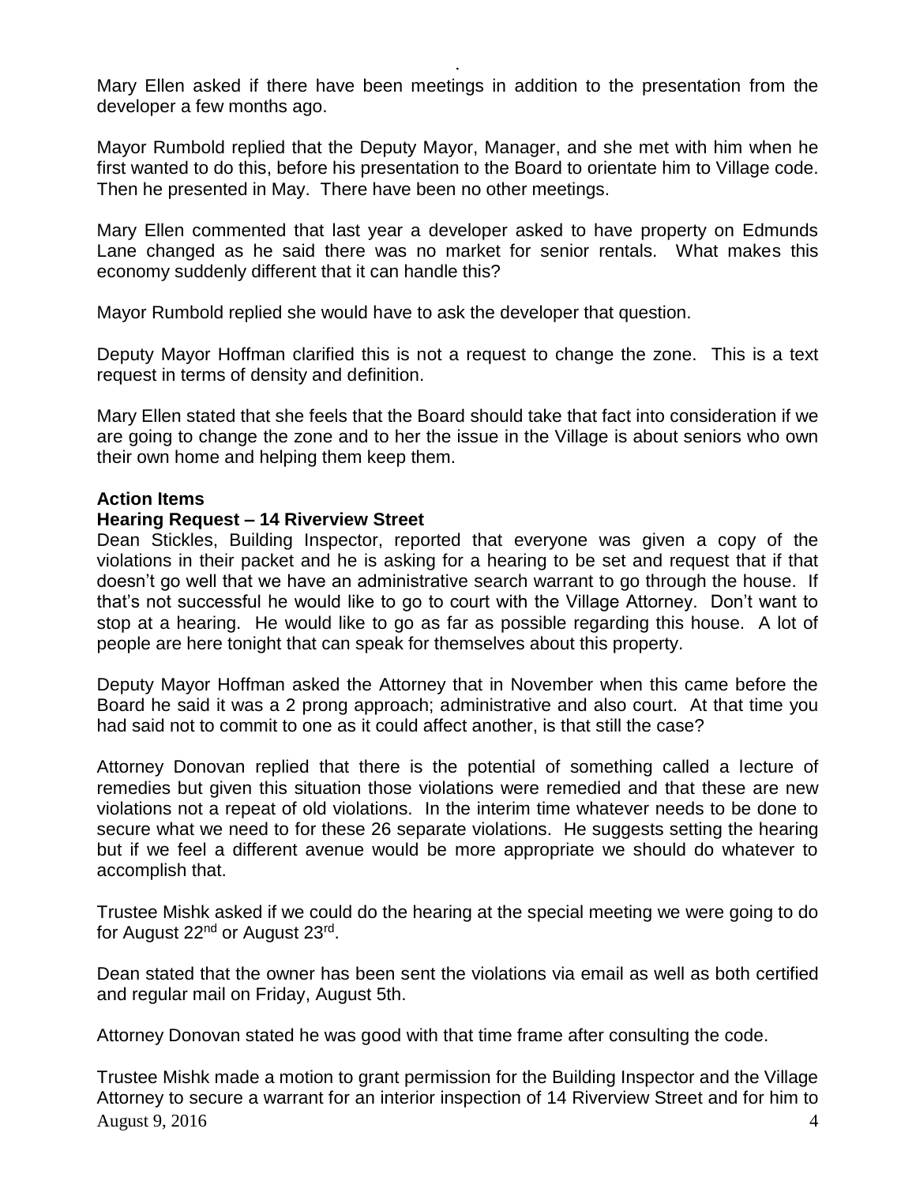Mary Ellen asked if there have been meetings in addition to the presentation from the developer a few months ago.

Mayor Rumbold replied that the Deputy Mayor, Manager, and she met with him when he first wanted to do this, before his presentation to the Board to orientate him to Village code. Then he presented in May. There have been no other meetings.

Mary Ellen commented that last year a developer asked to have property on Edmunds Lane changed as he said there was no market for senior rentals. What makes this economy suddenly different that it can handle this?

Mayor Rumbold replied she would have to ask the developer that question.

Deputy Mayor Hoffman clarified this is not a request to change the zone. This is a text request in terms of density and definition.

Mary Ellen stated that she feels that the Board should take that fact into consideration if we are going to change the zone and to her the issue in the Village is about seniors who own their own home and helping them keep them.

**Action Items**

**Hearing Request – 14 Riverview Street**

Dean Stickles, Building Inspector, reported that everyone was given a copy of the violations in their packet and he is asking for a hearing to be set and request that if that doesn't go well that we have an administrative search warrant to go through the house. If that's not successful he would like to go to court with the Village Attorney. Don't want to stop at a hearing. He would like to go as far as possible regarding this house. A lot of people are here tonight that can speak for themselves about this property.

Deputy Mayor Hoffman asked the Attorney that in November when this came before the Board he said it was a 2 prong approach; administrative and also court. At that time you had said not to commit to one as it could affect another, is that still the case?

Attorney Donovan replied that there is the potential of something called a lecture of remedies but given this situation those violations were remedied and that these are new violations not a repeat of old violations. In the interim time whatever needs to be done to secure what we need to for these 26 separate violations. He suggests setting the hearing but if we feel a different avenue would be more appropriate we should do whatever to accomplish that.

Trustee Mishk asked if we could do the hearing at the special meeting we were going to do for August 22nd or August 23rd.

Dean stated that the owner has been sent the violations via email as well as both certified and regular mail on Friday, August 5th.

Attorney Donovan stated he was good with that time frame after consulting the code.

Trustee Mishk made a motion to grant permission for the Building Inspector and the Village Attorney to secure a warrant for an interior inspection of 14 Riverview Street and for him to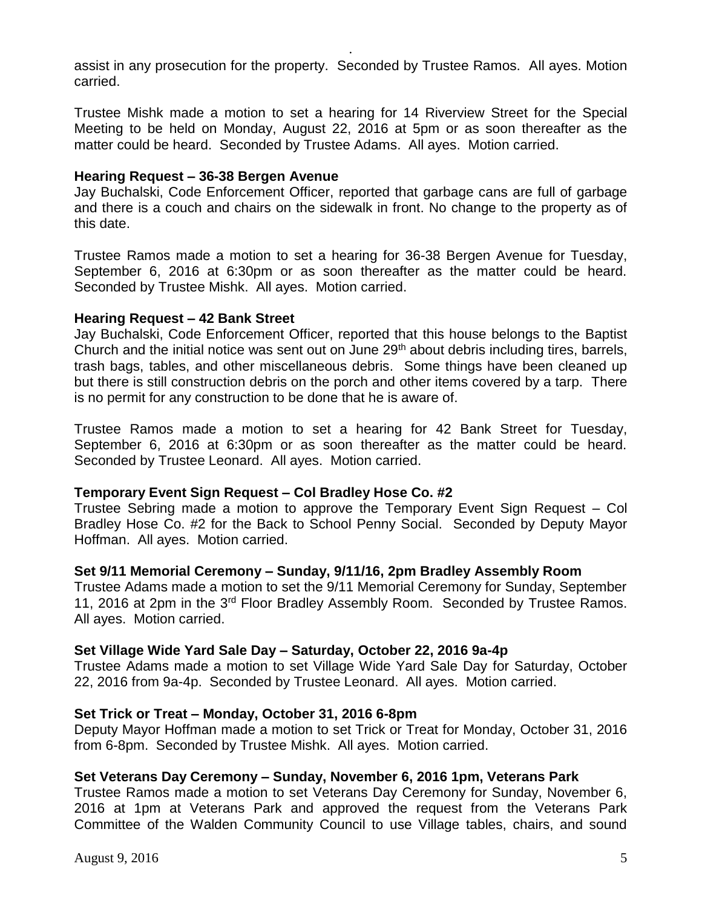assist in any prosecution for the property. Seconded by Trustee Ramos. All ayes. Motion carried.

Trustee Mishk made a motion to set a hearing for 14 Riverview Street for the Special Meeting to be held on Monday, August 22, 2016 at 5pm or as soon thereafter as the matter could be heard. Seconded by Trustee Adams. All ayes. Motion carried.

**Hearing Request – 36-38 Bergen Avenue**
Jay Buchalski, Code Enforcement Officer, reported that garbage cans are full of garbage and there is a couch and chairs on the sidewalk in front. No change to the property as of this date.

Trustee Ramos made a motion to set a hearing for 36-38 Bergen Avenue for Tuesday, September 6, 2016 at 6:30pm or as soon thereafter as the matter could be heard. Seconded by Trustee Mishk. All ayes. Motion carried.

**Hearing Request – 42 Bank Street**
Jay Buchalski, Code Enforcement Officer, reported that this house belongs to the Baptist Church and the initial notice was sent out on June 29th about debris including tires, barrels, trash bags, tables, and other miscellaneous debris. Some things have been cleaned up but there is still construction debris on the porch and other items covered by a tarp. There is no permit for any construction to be done that he is aware of.

Trustee Ramos made a motion to set a hearing for 42 Bank Street for Tuesday, September 6, 2016 at 6:30pm or as soon thereafter as the matter could be heard. Seconded by Trustee Leonard. All ayes. Motion carried.

**Temporary Event Sign Request – Col Bradley Hose Co. #2**
Trustee Sebring made a motion to approve the Temporary Event Sign Request – Col Bradley Hose Co. #2 for the Back to School Penny Social. Seconded by Deputy Mayor Hoffman. All ayes. Motion carried.

**Set 9/11 Memorial Ceremony – Sunday, 9/11/16, 2pm Bradley Assembly Room**
Trustee Adams made a motion to set the 9/11 Memorial Ceremony for Sunday, September 11, 2016 at 2pm in the 3rd Floor Bradley Assembly Room. Seconded by Trustee Ramos. All ayes. Motion carried.

**Set Village Wide Yard Sale Day – Saturday, October 22, 2016 9a-4p**
Trustee Adams made a motion to set Village Wide Yard Sale Day for Saturday, October 22, 2016 from 9a-4p. Seconded by Trustee Leonard. All ayes. Motion carried.

**Set Trick or Treat – Monday, October 31, 2016 6-8pm**
Deputy Mayor Hoffman made a motion to set Trick or Treat for Monday, October 31, 2016 from 6-8pm. Seconded by Trustee Mishk. All ayes. Motion carried.

**Set Veterans Day Ceremony – Sunday, November 6, 2016 1pm, Veterans Park**
Trustee Ramos made a motion to set Veterans Day Ceremony for Sunday, November 6, 2016 at 1pm at Veterans Park and approved the request from the Veterans Park Committee of the Walden Community Council to use Village tables, chairs, and sound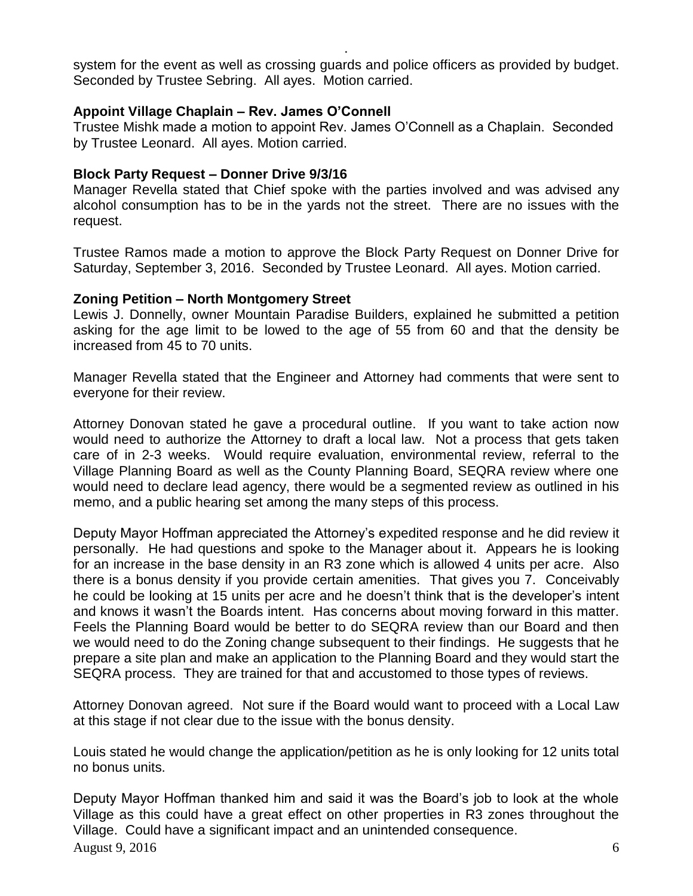system for the event as well as crossing guards and police officers as provided by budget. Seconded by Trustee Sebring. All ayes. Motion carried.

**Appoint Village Chaplain – Rev. James O'Connell**

Trustee Mishk made a motion to appoint Rev. James O'Connell as a Chaplain. Seconded by Trustee Leonard. All ayes. Motion carried.

**Block Party Request – Donner Drive 9/3/16**

Manager Revella stated that Chief spoke with the parties involved and was advised any alcohol consumption has to be in the yards not the street. There are no issues with the request.

Trustee Ramos made a motion to approve the Block Party Request on Donner Drive for Saturday, September 3, 2016. Seconded by Trustee Leonard. All ayes. Motion carried.

**Zoning Petition – North Montgomery Street**

Lewis J. Donnelly, owner Mountain Paradise Builders, explained he submitted a petition asking for the age limit to be lowed to the age of 55 from 60 and that the density be increased from 45 to 70 units.

Manager Revella stated that the Engineer and Attorney had comments that were sent to everyone for their review.

Attorney Donovan stated he gave a procedural outline. If you want to take action now would need to authorize the Attorney to draft a local law. Not a process that gets taken care of in 2-3 weeks. Would require evaluation, environmental review, referral to the Village Planning Board as well as the County Planning Board, SEQRA review where one would need to declare lead agency, there would be a segmented review as outlined in his memo, and a public hearing set among the many steps of this process.

Deputy Mayor Hoffman appreciated the Attorney's expedited response and he did review it personally. He had questions and spoke to the Manager about it. Appears he is looking for an increase in the base density in an R3 zone which is allowed 4 units per acre. Also there is a bonus density if you provide certain amenities. That gives you 7. Conceivably he could be looking at 15 units per acre and he doesn't think that is the developer's intent and knows it wasn't the Boards intent. Has concerns about moving forward in this matter. Feels the Planning Board would be better to do SEQRA review than our Board and then we would need to do the Zoning change subsequent to their findings. He suggests that he prepare a site plan and make an application to the Planning Board and they would start the SEQRA process. They are trained for that and accustomed to those types of reviews.

Attorney Donovan agreed. Not sure if the Board would want to proceed with a Local Law at this stage if not clear due to the issue with the bonus density.

Louis stated he would change the application/petition as he is only looking for 12 units total no bonus units.

Deputy Mayor Hoffman thanked him and said it was the Board's job to look at the whole Village as this could have a great effect on other properties in R3 zones throughout the Village. Could have a significant impact and an unintended consequence.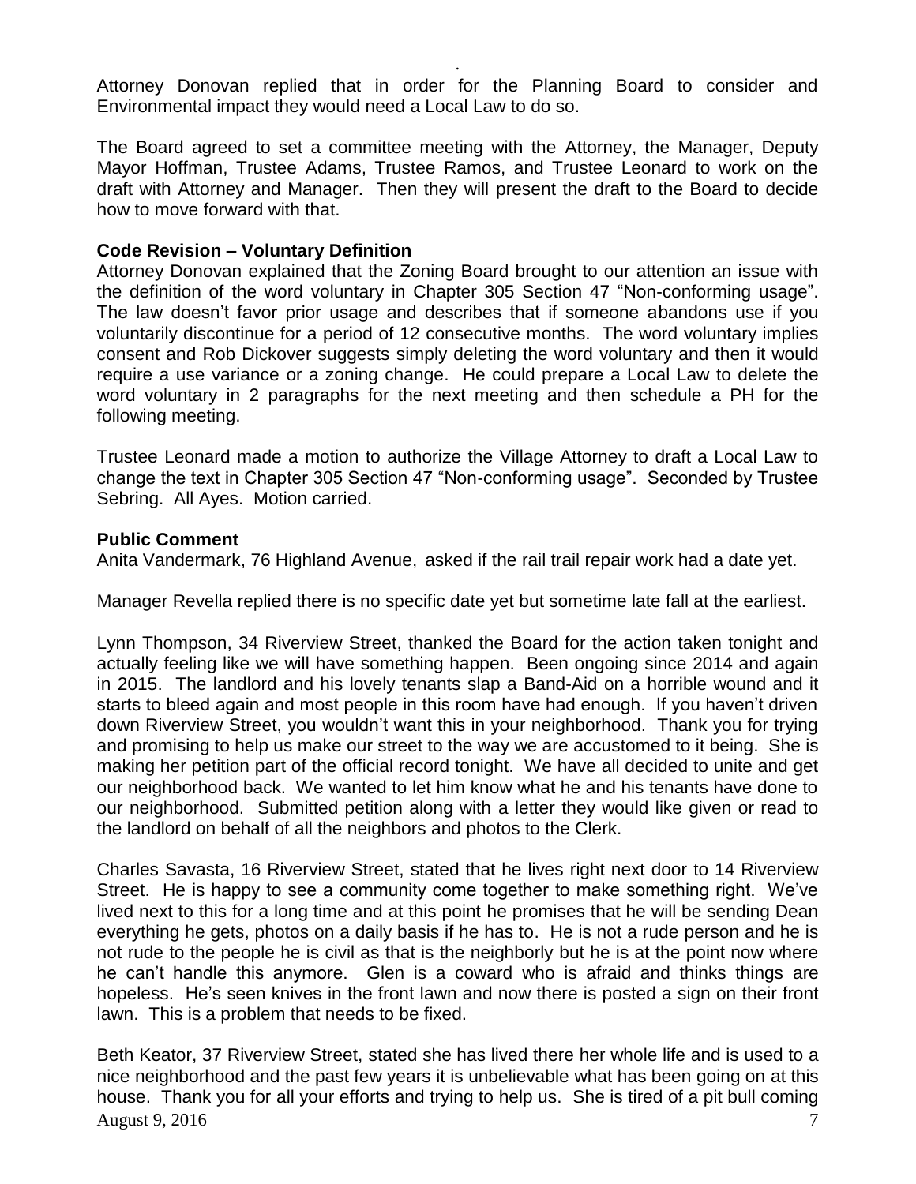Attorney Donovan replied that in order for the Planning Board to consider and Environmental impact they would need a Local Law to do so.

The Board agreed to set a committee meeting with the Attorney, the Manager, Deputy Mayor Hoffman, Trustee Adams, Trustee Ramos, and Trustee Leonard to work on the draft with Attorney and Manager. Then they will present the draft to the Board to decide how to move forward with that.

**Code Revision – Voluntary Definition**

Attorney Donovan explained that the Zoning Board brought to our attention an issue with the definition of the word voluntary in Chapter 305 Section 47 "Non-conforming usage". The law doesn't favor prior usage and describes that if someone abandons use if you voluntarily discontinue for a period of 12 consecutive months. The word voluntary implies consent and Rob Dickover suggests simply deleting the word voluntary and then it would require a use variance or a zoning change. He could prepare a Local Law to delete the word voluntary in 2 paragraphs for the next meeting and then schedule a PH for the following meeting.

Trustee Leonard made a motion to authorize the Village Attorney to draft a Local Law to change the text in Chapter 305 Section 47 "Non-conforming usage". Seconded by Trustee Sebring. All Ayes. Motion carried.

**Public Comment**

Anita Vandermark, 76 Highland Avenue, asked if the rail trail repair work had a date yet.

Manager Revella replied there is no specific date yet but sometime late fall at the earliest.

Lynn Thompson, 34 Riverview Street, thanked the Board for the action taken tonight and actually feeling like we will have something happen. Been ongoing since 2014 and again in 2015. The landlord and his lovely tenants slap a Band-Aid on a horrible wound and it starts to bleed again and most people in this room have had enough. If you haven't driven down Riverview Street, you wouldn't want this in your neighborhood. Thank you for trying and promising to help us make our street to the way we are accustomed to it being. She is making her petition part of the official record tonight. We have all decided to unite and get our neighborhood back. We wanted to let him know what he and his tenants have done to our neighborhood. Submitted petition along with a letter they would like given or read to the landlord on behalf of all the neighbors and photos to the Clerk.

Charles Savasta, 16 Riverview Street, stated that he lives right next door to 14 Riverview Street. He is happy to see a community come together to make something right. We've lived next to this for a long time and at this point he promises that he will be sending Dean everything he gets, photos on a daily basis if he has to. He is not a rude person and he is not rude to the people he is civil as that is the neighborly but he is at the point now where he can't handle this anymore. Glen is a coward who is afraid and thinks things are hopeless. He's seen knives in the front lawn and now there is posted a sign on their front lawn. This is a problem that needs to be fixed.

Beth Keator, 37 Riverview Street, stated she has lived there her whole life and is used to a nice neighborhood and the past few years it is unbelievable what has been going on at this house. Thank you for all your efforts and trying to help us. She is tired of a pit bull coming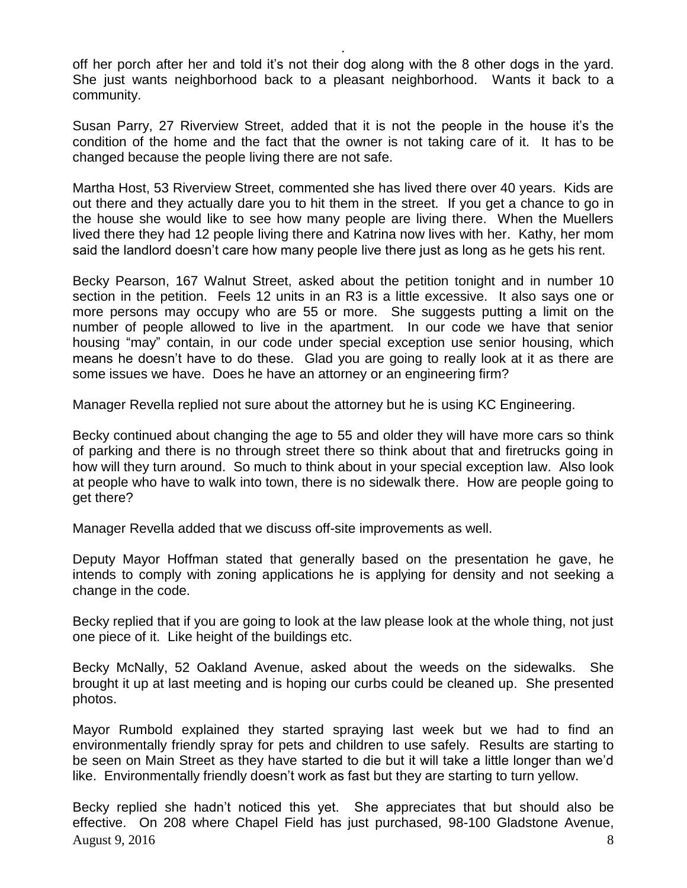off her porch after her and told it's not their dog along with the 8 other dogs in the yard. She just wants neighborhood back to a pleasant neighborhood. Wants it back to a community.

Susan Parry, 27 Riverview Street, added that it is not the people in the house it's the condition of the home and the fact that the owner is not taking care of it. It has to be changed because the people living there are not safe.

Martha Host, 53 Riverview Street, commented she has lived there over 40 years. Kids are out there and they actually dare you to hit them in the street. If you get a chance to go in the house she would like to see how many people are living there. When the Muellers lived there they had 12 people living there and Katrina now lives with her. Kathy, her mom said the landlord doesn't care how many people live there just as long as he gets his rent.

Becky Pearson, 167 Walnut Street, asked about the petition tonight and in number 10 section in the petition. Feels 12 units in an R3 is a little excessive. It also says one or more persons may occupy who are 55 or more. She suggests putting a limit on the number of people allowed to live in the apartment. In our code we have that senior housing "may" contain, in our code under special exception use senior housing, which means he doesn't have to do these. Glad you are going to really look at it as there are some issues we have. Does he have an attorney or an engineering firm?

Manager Revella replied not sure about the attorney but he is using KC Engineering.

Becky continued about changing the age to 55 and older they will have more cars so think of parking and there is no through street there so think about that and firetrucks going in how will they turn around. So much to think about in your special exception law. Also look at people who have to walk into town, there is no sidewalk there. How are people going to get there?

Manager Revella added that we discuss off-site improvements as well.

Deputy Mayor Hoffman stated that generally based on the presentation he gave, he intends to comply with zoning applications he is applying for density and not seeking a change in the code.

Becky replied that if you are going to look at the law please look at the whole thing, not just one piece of it. Like height of the buildings etc.

Becky McNally, 52 Oakland Avenue, asked about the weeds on the sidewalks. She brought it up at last meeting and is hoping our curbs could be cleaned up. She presented photos.

Mayor Rumbold explained they started spraying last week but we had to find an environmentally friendly spray for pets and children to use safely. Results are starting to be seen on Main Street as they have started to die but it will take a little longer than we'd like. Environmentally friendly doesn't work as fast but they are starting to turn yellow.

Becky replied she hadn't noticed this yet. She appreciates that but should also be effective. On 208 where Chapel Field has just purchased, 98-100 Gladstone Avenue,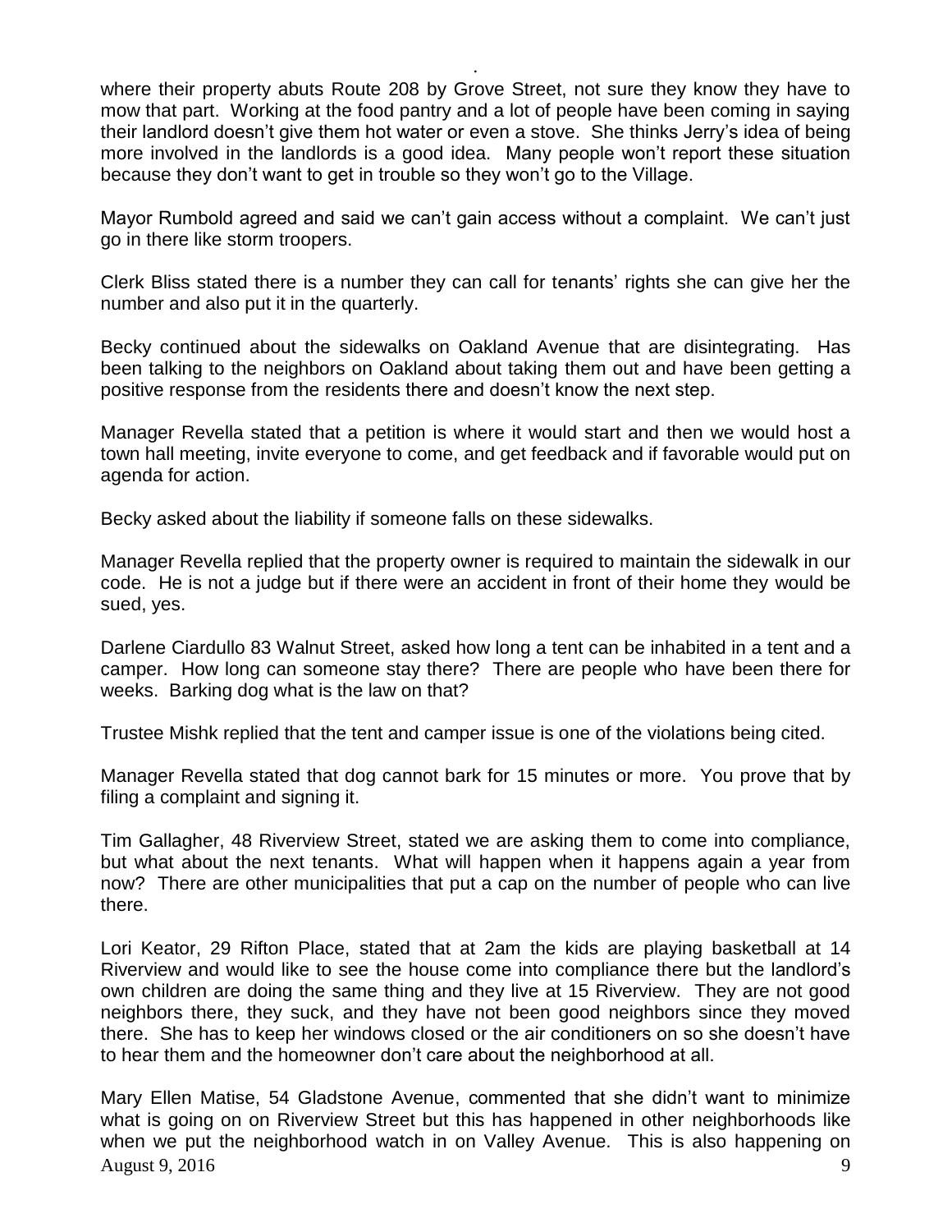where their property abuts Route 208 by Grove Street, not sure they know they have to mow that part. Working at the food pantry and a lot of people have been coming in saying their landlord doesn't give them hot water or even a stove. She thinks Jerry's idea of being more involved in the landlords is a good idea. Many people won't report these situation because they don't want to get in trouble so they won't go to the Village.

Mayor Rumbold agreed and said we can't gain access without a complaint. We can't just go in there like storm troopers.

Clerk Bliss stated there is a number they can call for tenants' rights she can give her the number and also put it in the quarterly.

Becky continued about the sidewalks on Oakland Avenue that are disintegrating. Has been talking to the neighbors on Oakland about taking them out and have been getting a positive response from the residents there and doesn't know the next step.

Manager Revella stated that a petition is where it would start and then we would host a town hall meeting, invite everyone to come, and get feedback and if favorable would put on agenda for action.

Becky asked about the liability if someone falls on these sidewalks.

Manager Revella replied that the property owner is required to maintain the sidewalk in our code. He is not a judge but if there were an accident in front of their home they would be sued, yes.

Darlene Ciardullo 83 Walnut Street, asked how long a tent can be inhabited in a tent and a camper. How long can someone stay there? There are people who have been there for weeks. Barking dog what is the law on that?

Trustee Mishk replied that the tent and camper issue is one of the violations being cited.

Manager Revella stated that dog cannot bark for 15 minutes or more. You prove that by filing a complaint and signing it.

Tim Gallagher, 48 Riverview Street, stated we are asking them to come into compliance, but what about the next tenants. What will happen when it happens again a year from now? There are other municipalities that put a cap on the number of people who can live there.

Lori Keator, 29 Rifton Place, stated that at 2am the kids are playing basketball at 14 Riverview and would like to see the house come into compliance there but the landlord's own children are doing the same thing and they live at 15 Riverview. They are not good neighbors there, they suck, and they have not been good neighbors since they moved there. She has to keep her windows closed or the air conditioners on so she doesn't have to hear them and the homeowner don't care about the neighborhood at all.

Mary Ellen Matise, 54 Gladstone Avenue, commented that she didn't want to minimize what is going on on Riverview Street but this has happened in other neighborhoods like when we put the neighborhood watch in on Valley Avenue. This is also happening on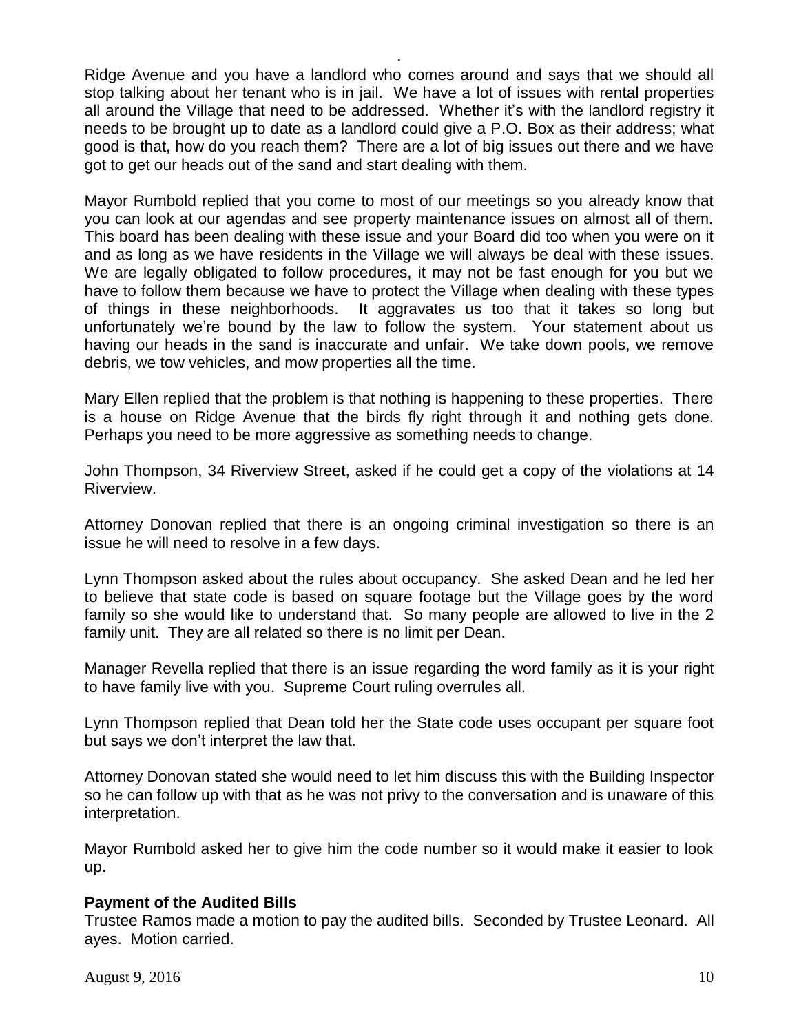Ridge Avenue and you have a landlord who comes around and says that we should all stop talking about her tenant who is in jail. We have a lot of issues with rental properties all around the Village that need to be addressed. Whether it's with the landlord registry it needs to be brought up to date as a landlord could give a P.O. Box as their address; what good is that, how do you reach them? There are a lot of big issues out there and we have got to get our heads out of the sand and start dealing with them.

Mayor Rumbold replied that you come to most of our meetings so you already know that you can look at our agendas and see property maintenance issues on almost all of them. This board has been dealing with these issue and your Board did too when you were on it and as long as we have residents in the Village we will always be deal with these issues. We are legally obligated to follow procedures, it may not be fast enough for you but we have to follow them because we have to protect the Village when dealing with these types of things in these neighborhoods. It aggravates us too that it takes so long but unfortunately we're bound by the law to follow the system. Your statement about us having our heads in the sand is inaccurate and unfair. We take down pools, we remove debris, we tow vehicles, and mow properties all the time.

Mary Ellen replied that the problem is that nothing is happening to these properties. There is a house on Ridge Avenue that the birds fly right through it and nothing gets done. Perhaps you need to be more aggressive as something needs to change.

John Thompson, 34 Riverview Street, asked if he could get a copy of the violations at 14 Riverview.

Attorney Donovan replied that there is an ongoing criminal investigation so there is an issue he will need to resolve in a few days.

Lynn Thompson asked about the rules about occupancy. She asked Dean and he led her to believe that state code is based on square footage but the Village goes by the word family so she would like to understand that. So many people are allowed to live in the 2 family unit. They are all related so there is no limit per Dean.

Manager Revella replied that there is an issue regarding the word family as it is your right to have family live with you. Supreme Court ruling overrules all.

Lynn Thompson replied that Dean told her the State code uses occupant per square foot but says we don't interpret the law that.

Attorney Donovan stated she would need to let him discuss this with the Building Inspector so he can follow up with that as he was not privy to the conversation and is unaware of this interpretation.

Mayor Rumbold asked her to give him the code number so it would make it easier to look up.

**Payment of the Audited Bills**

Trustee Ramos made a motion to pay the audited bills. Seconded by Trustee Leonard. All ayes. Motion carried.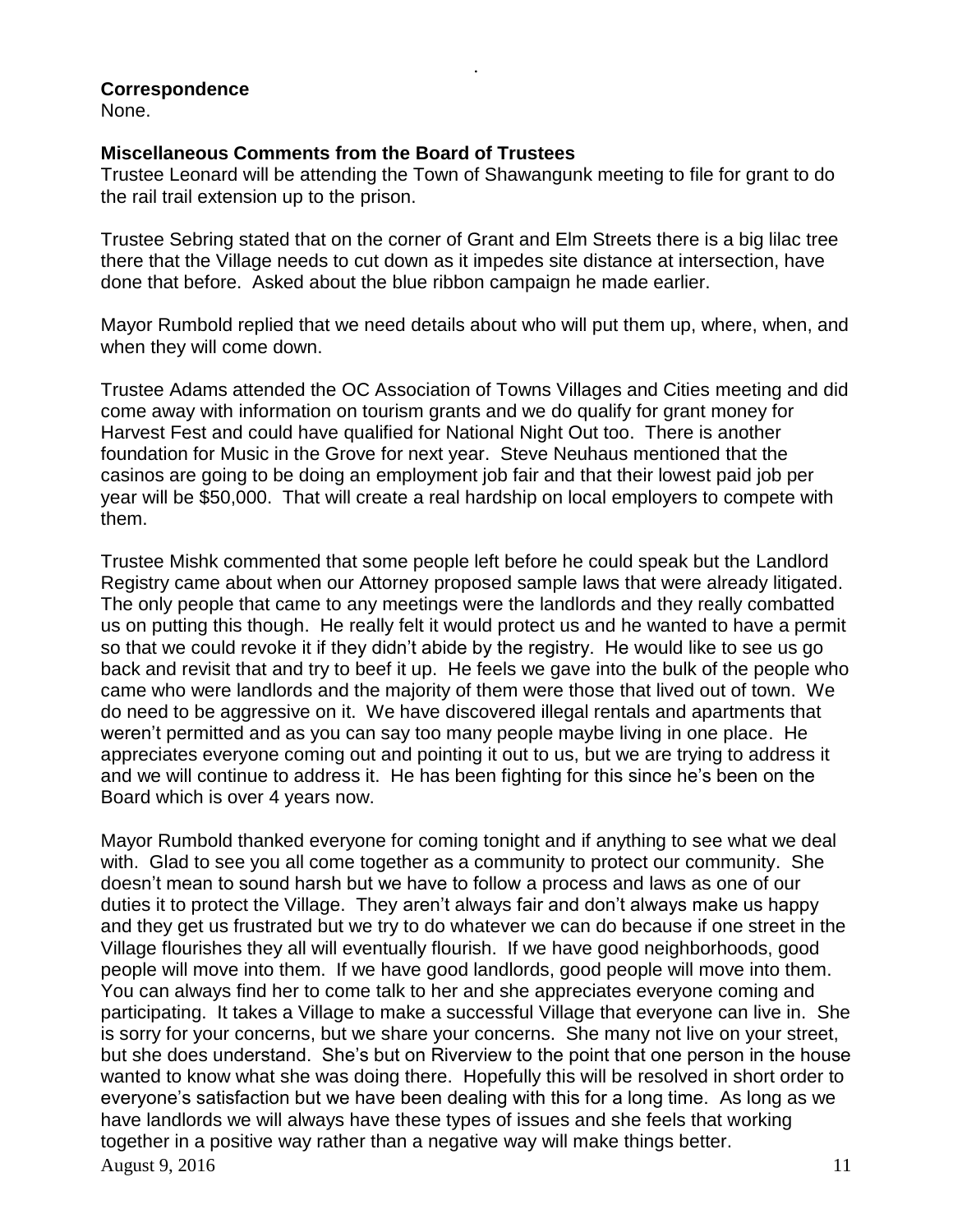**Correspondence**

None.

**Miscellaneous Comments from the Board of Trustees**

Trustee Leonard will be attending the Town of Shawangunk meeting to file for grant to do the rail trail extension up to the prison.

Trustee Sebring stated that on the corner of Grant and Elm Streets there is a big lilac tree there that the Village needs to cut down as it impedes site distance at intersection, have done that before. Asked about the blue ribbon campaign he made earlier.

Mayor Rumbold replied that we need details about who will put them up, where, when, and when they will come down.

Trustee Adams attended the OC Association of Towns Villages and Cities meeting and did come away with information on tourism grants and we do qualify for grant money for Harvest Fest and could have qualified for National Night Out too. There is another foundation for Music in the Grove for next year. Steve Neuhaus mentioned that the casinos are going to be doing an employment job fair and that their lowest paid job per year will be $50,000. That will create a real hardship on local employers to compete with them.

Trustee Mishk commented that some people left before he could speak but the Landlord Registry came about when our Attorney proposed sample laws that were already litigated. The only people that came to any meetings were the landlords and they really combatted us on putting this though. He really felt it would protect us and he wanted to have a permit so that we could revoke it if they didn't abide by the registry. He would like to see us go back and revisit that and try to beef it up. He feels we gave into the bulk of the people who came who were landlords and the majority of them were those that lived out of town. We do need to be aggressive on it. We have discovered illegal rentals and apartments that weren't permitted and as you can say too many people maybe living in one place. He appreciates everyone coming out and pointing it out to us, but we are trying to address it and we will continue to address it. He has been fighting for this since he's been on the Board which is over 4 years now.

Mayor Rumbold thanked everyone for coming tonight and if anything to see what we deal with. Glad to see you all come together as a community to protect our community. She doesn't mean to sound harsh but we have to follow a process and laws as one of our duties it to protect the Village. They aren't always fair and don't always make us happy and they get us frustrated but we try to do whatever we can do because if one street in the Village flourishes they all will eventually flourish. If we have good neighborhoods, good people will move into them. If we have good landlords, good people will move into them. You can always find her to come talk to her and she appreciates everyone coming and participating. It takes a Village to make a successful Village that everyone can live in. She is sorry for your concerns, but we share your concerns. She many not live on your street, but she does understand. She's but on Riverview to the point that one person in the house wanted to know what she was doing there. Hopefully this will be resolved in short order to everyone's satisfaction but we have been dealing with this for a long time. As long as we have landlords we will always have these types of issues and she feels that working together in a positive way rather than a negative way will make things better.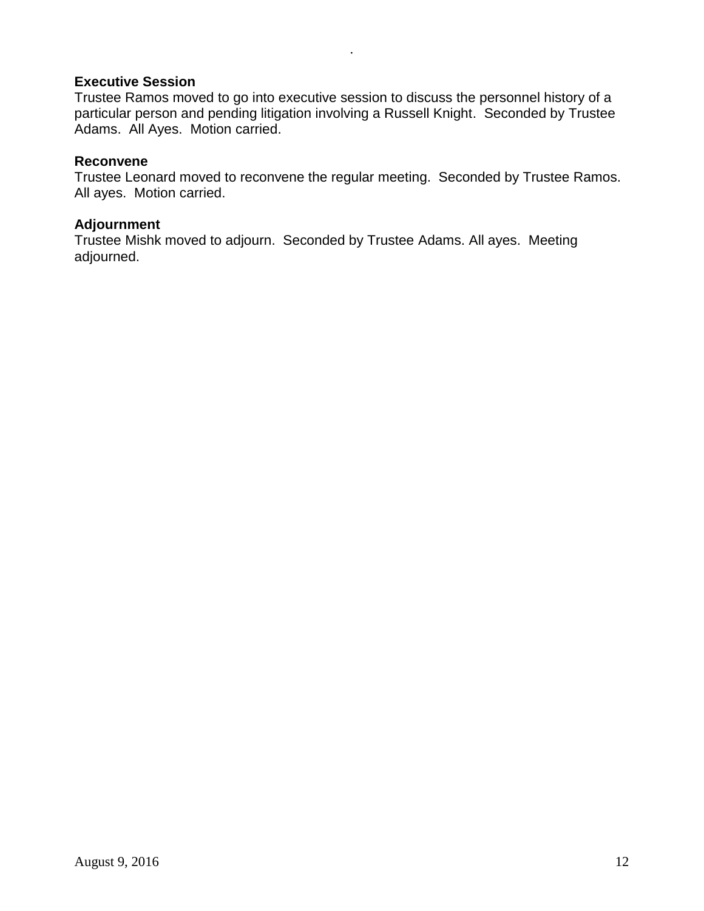**Executive Session**
Trustee Ramos moved to go into executive session to discuss the personnel history of a particular person and pending litigation involving a Russell Knight. Seconded by Trustee Adams. All Ayes. Motion carried.

**Reconvene**
Trustee Leonard moved to reconvene the regular meeting. Seconded by Trustee Ramos. All ayes. Motion carried.

**Adjournment**
Trustee Mishk moved to adjourn. Seconded by Trustee Adams. All ayes. Meeting adjourned.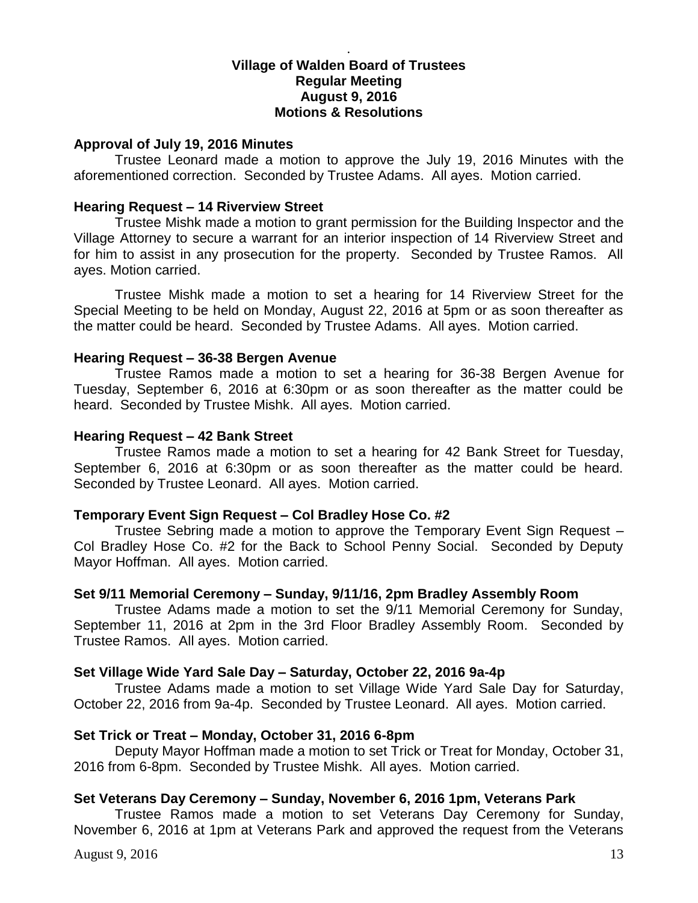# Village of Walden Board of Trustees
## Regular Meeting
## August 9, 2016
## Motions & Resolutions

**Approval of July 19, 2016 Minutes**

Trustee Leonard made a motion to approve the July 19, 2016 Minutes with the aforementioned correction. Seconded by Trustee Adams. All ayes. Motion carried.

**Hearing Request – 14 Riverview Street**

Trustee Mishk made a motion to grant permission for the Building Inspector and the Village Attorney to secure a warrant for an interior inspection of 14 Riverview Street and for him to assist in any prosecution for the property. Seconded by Trustee Ramos. All ayes. Motion carried.

Trustee Mishk made a motion to set a hearing for 14 Riverview Street for the Special Meeting to be held on Monday, August 22, 2016 at 5pm or as soon thereafter as the matter could be heard. Seconded by Trustee Adams. All ayes. Motion carried.

**Hearing Request – 36-38 Bergen Avenue**

Trustee Ramos made a motion to set a hearing for 36-38 Bergen Avenue for Tuesday, September 6, 2016 at 6:30pm or as soon thereafter as the matter could be heard. Seconded by Trustee Mishk. All ayes. Motion carried.

**Hearing Request – 42 Bank Street**

Trustee Ramos made a motion to set a hearing for 42 Bank Street for Tuesday, September 6, 2016 at 6:30pm or as soon thereafter as the matter could be heard. Seconded by Trustee Leonard. All ayes. Motion carried.

**Temporary Event Sign Request – Col Bradley Hose Co. #2**

Trustee Sebring made a motion to approve the Temporary Event Sign Request – Col Bradley Hose Co. #2 for the Back to School Penny Social. Seconded by Deputy Mayor Hoffman. All ayes. Motion carried.

**Set 9/11 Memorial Ceremony – Sunday, 9/11/16, 2pm Bradley Assembly Room**

Trustee Adams made a motion to set the 9/11 Memorial Ceremony for Sunday, September 11, 2016 at 2pm in the 3rd Floor Bradley Assembly Room. Seconded by Trustee Ramos. All ayes. Motion carried.

**Set Village Wide Yard Sale Day – Saturday, October 22, 2016 9a-4p**

Trustee Adams made a motion to set Village Wide Yard Sale Day for Saturday, October 22, 2016 from 9a-4p. Seconded by Trustee Leonard. All ayes. Motion carried.

**Set Trick or Treat – Monday, October 31, 2016 6-8pm**

Deputy Mayor Hoffman made a motion to set Trick or Treat for Monday, October 31, 2016 from 6-8pm. Seconded by Trustee Mishk. All ayes. Motion carried.

**Set Veterans Day Ceremony – Sunday, November 6, 2016 1pm, Veterans Park**

Trustee Ramos made a motion to set Veterans Day Ceremony for Sunday, November 6, 2016 at 1pm at Veterans Park and approved the request from the Veterans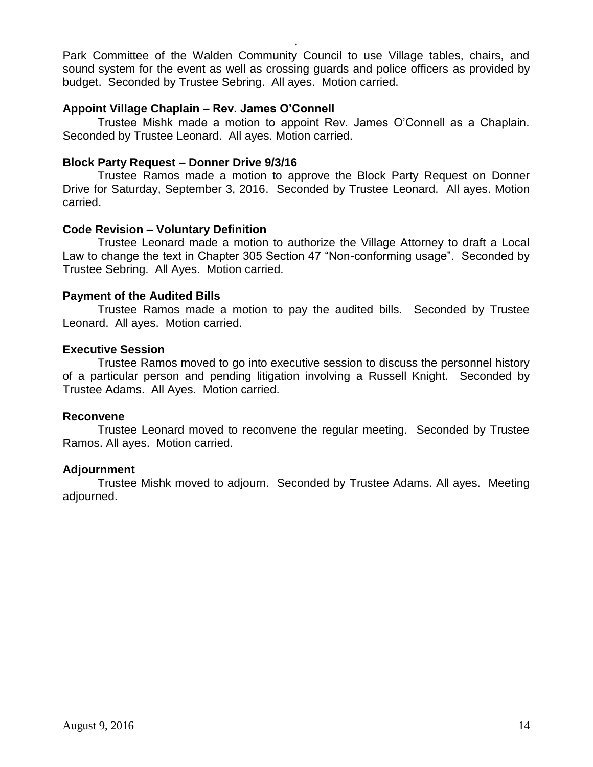Park Committee of the Walden Community Council to use Village tables, chairs, and sound system for the event as well as crossing guards and police officers as provided by budget. Seconded by Trustee Sebring. All ayes. Motion carried.

**Appoint Village Chaplain – Rev. James O'Connell**

Trustee Mishk made a motion to appoint Rev. James O'Connell as a Chaplain. Seconded by Trustee Leonard. All ayes. Motion carried.

**Block Party Request – Donner Drive 9/3/16**

Trustee Ramos made a motion to approve the Block Party Request on Donner Drive for Saturday, September 3, 2016. Seconded by Trustee Leonard. All ayes. Motion carried.

**Code Revision – Voluntary Definition**

Trustee Leonard made a motion to authorize the Village Attorney to draft a Local Law to change the text in Chapter 305 Section 47 "Non-conforming usage". Seconded by Trustee Sebring. All Ayes. Motion carried.

**Payment of the Audited Bills**

Trustee Ramos made a motion to pay the audited bills. Seconded by Trustee Leonard. All ayes. Motion carried.

**Executive Session**

Trustee Ramos moved to go into executive session to discuss the personnel history of a particular person and pending litigation involving a Russell Knight. Seconded by Trustee Adams. All Ayes. Motion carried.

**Reconvene**

Trustee Leonard moved to reconvene the regular meeting. Seconded by Trustee Ramos. All ayes. Motion carried.

**Adjournment**

Trustee Mishk moved to adjourn. Seconded by Trustee Adams. All ayes. Meeting adjourned.